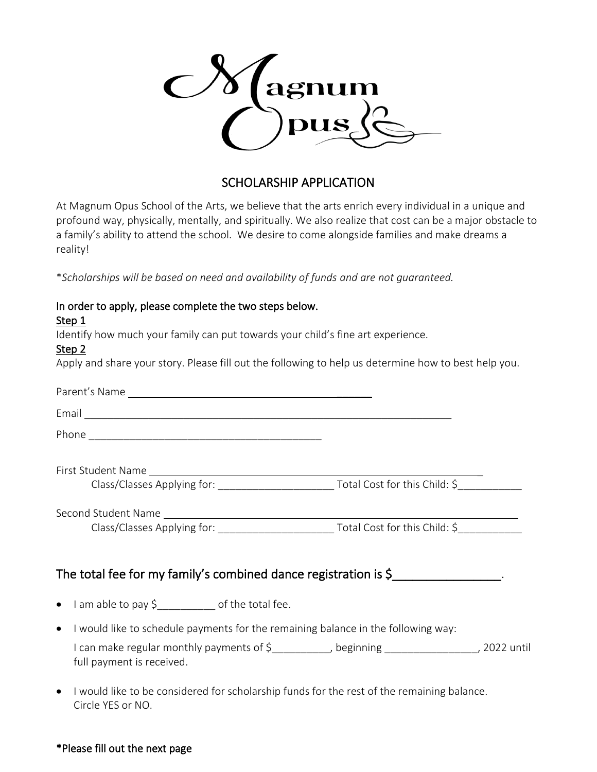Magnum Opus

# SCHOLARSHIP APPLICATION

At Magnum Opus School of the Arts, we believe that the arts enrich every individual in a unique and profound way, physically, mentally, and spiritually. We also realize that cost can be a major obstacle to a family's ability to attend the school. We desire to come alongside families and make dreams a reality!

*\*Scholarships will be based on need and availability of funds and are not guaranteed.*

In order to apply, please complete the two steps below.

Step 1

Identify how much your family can put towards your child's fine art experience.

Step 2

Apply and share your story. Please fill out the following to help us determine how to best help you.

Parent's Name ____________________________________________

Email ________________________________________________________________

Phone ________________________________________

First Student Name ____________________________________________________________

Class/Classes Applying for: ____________________ Total Cost for this Child: $___________

Second Student Name ________________________________________________________________

Class/Classes Applying for: ____________________ Total Cost for this Child: $___________

## The total fee for my family's combined dance registration is $________________.

- I am able to pay $__________ of the total fee.
- I would like to schedule payments for the remaining balance in the following way:

  I can make regular monthly payments of $__________, beginning ________________, 2022 until full payment is received.

- I would like to be considered for scholarship funds for the rest of the remaining balance. Circle YES or NO.

**\*Please fill out the next page**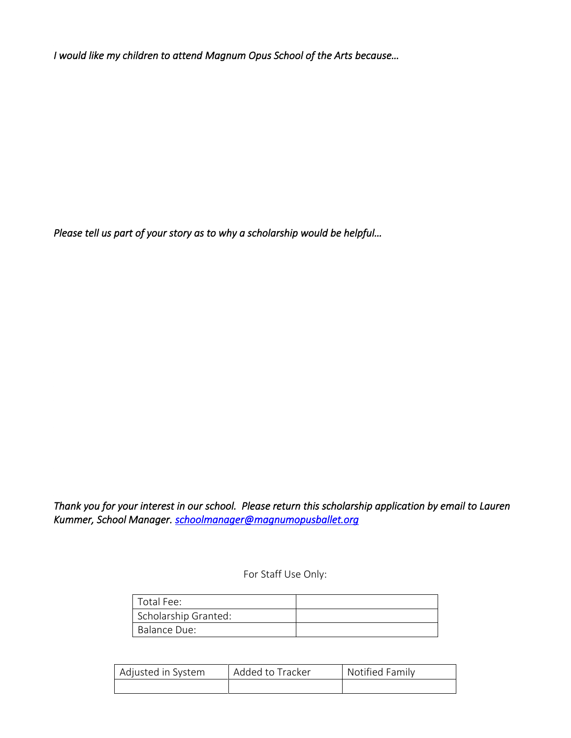*I would like my children to attend Magnum Opus School of the Arts because…*

*Please tell us part of your story as to why a scholarship would be helpful…*

*Thank you for your interest in our school. Please return this scholarship application by email to Lauren Kummer, School Manager. [schoolmanager@magnumopusballet.org](mailto:schoolmanager@magnumopusballet.org)*

For Staff Use Only:

| | |
|---|---|
| Total Fee: | |
| Scholarship Granted: | |
| Balance Due: | |

| Adjusted in System | Added to Tracker | Notified Family |
|---|---|---|
| | | |